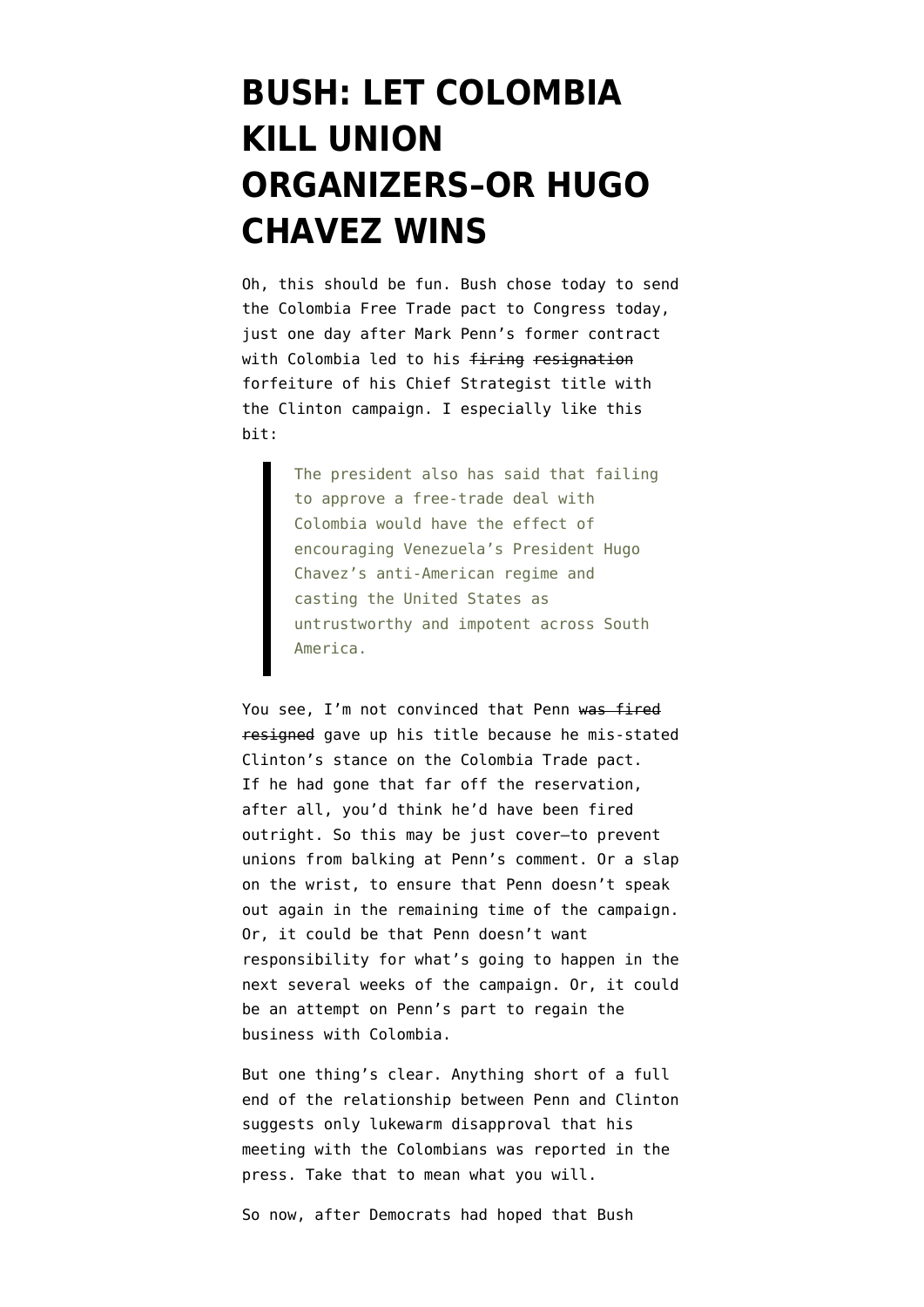# BUSH: LET COLOMBIA KILL UNION ORGANIZERS–OR HUGO CHAVEZ WINS

Oh, this should be fun. Bush chose today to send the Colombia Free Trade pact to Congress today, just one day after Mark Penn's former contract with Colombia led to his ~~firing~~ ~~resignation~~ forfeiture of his Chief Strategist title with the Clinton campaign. I especially like this bit:

> The president also has said that failing to approve a free-trade deal with Colombia would have the effect of encouraging Venezuela's President Hugo Chavez's anti-American regime and casting the United States as untrustworthy and impotent across South America.

You see, I'm not convinced that Penn ~~was fired~~ ~~resigned~~ gave up his title because he mis-stated Clinton's stance on the Colombia Trade pact. If he had gone that far off the reservation, after all, you'd think he'd have been fired outright. So this may be just cover—to prevent unions from balking at Penn's comment. Or a slap on the wrist, to ensure that Penn doesn't speak out again in the remaining time of the campaign. Or, it could be that Penn doesn't want responsibility for what's going to happen in the next several weeks of the campaign. Or, it could be an attempt on Penn's part to regain the business with Colombia.

But one thing's clear. Anything short of a full end of the relationship between Penn and Clinton suggests only lukewarm disapproval that his meeting with the Colombians was reported in the press. Take that to mean what you will.

So now, after Democrats had hoped that Bush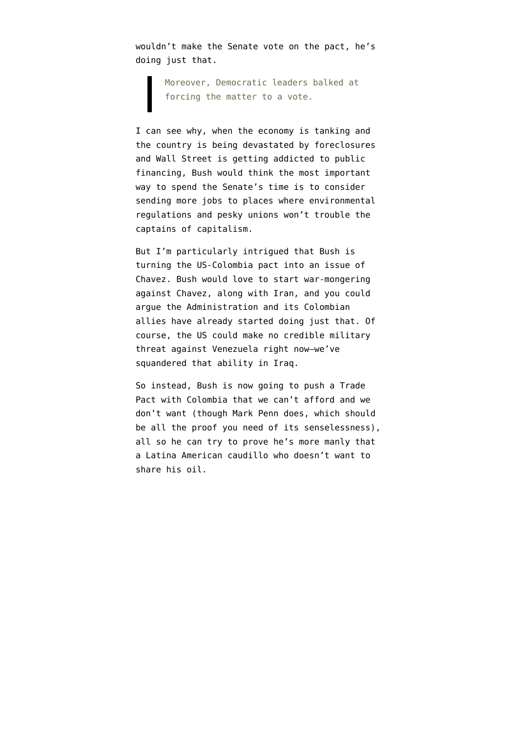wouldn't make the Senate vote on the pact, he's doing just that.

> Moreover, Democratic leaders balked at forcing the matter to a vote.

I can see why, when the economy is tanking and the country is being devastated by foreclosures and Wall Street is getting addicted to public financing, Bush would think the most important way to spend the Senate's time is to consider sending more jobs to places where environmental regulations and pesky unions won't trouble the captains of capitalism.

But I'm particularly intrigued that Bush is turning the US-Colombia pact into an issue of Chavez. Bush would love to start war-mongering against Chavez, along with Iran, and you could argue the Administration and its Colombian allies have already started doing just that. Of course, the US could make no credible military threat against Venezuela right now—we've squandered that ability in Iraq.

So instead, Bush is now going to push a Trade Pact with Colombia that we can't afford and we don't want (though Mark Penn does, which should be all the proof you need of its senselessness), all so he can try to prove he's more manly that a Latina American caudillo who doesn't want to share his oil.